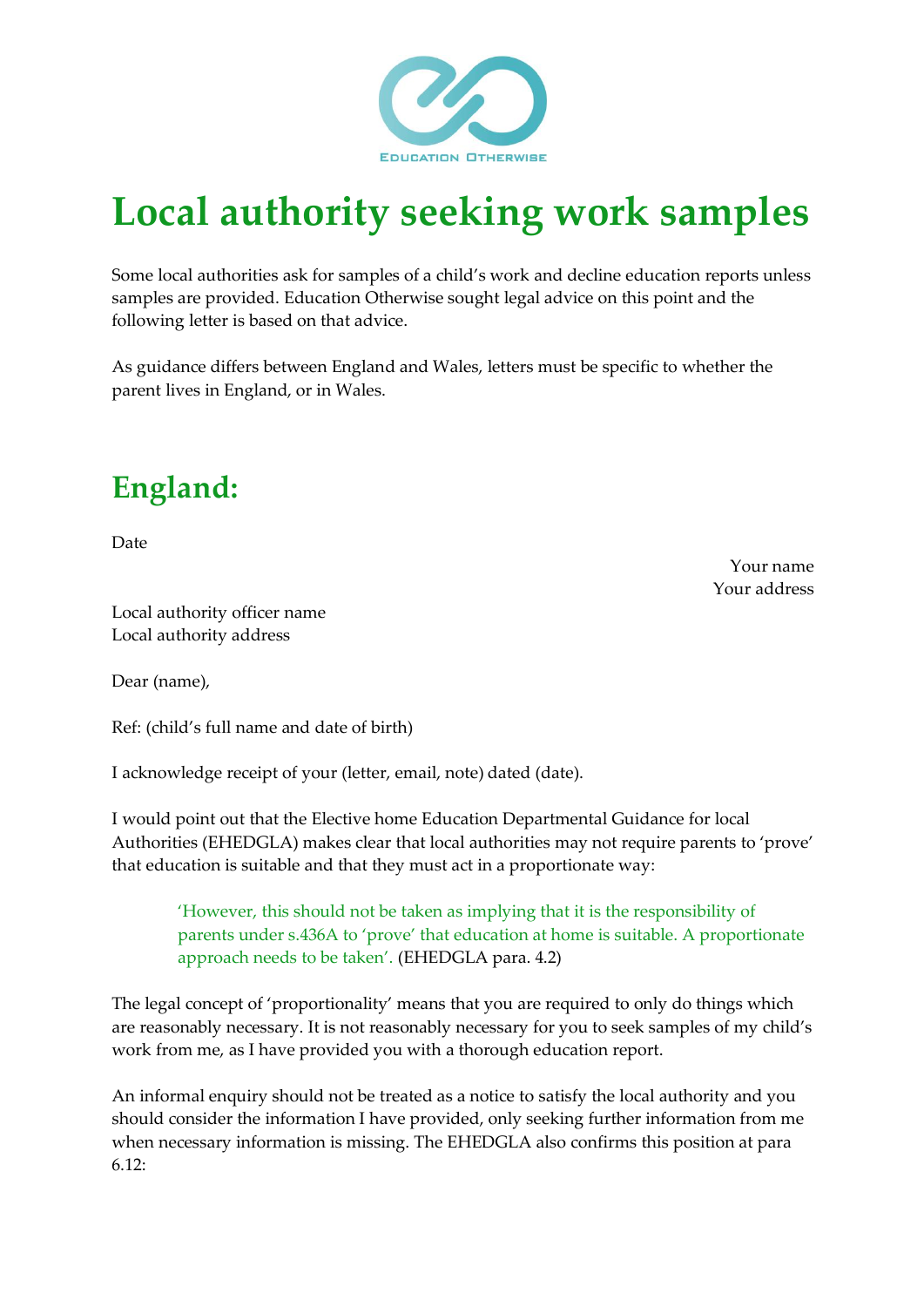# Local authority seeking work samples

Some local authorities ask for samples of a child's work and decline education reports unless samples are provided. Education Otherwise sought legal advice on this point and the following letter is based on that advice.

As guidance differs between England and Wales, letters must be specific to whether the parent lives in England, or in Wales.

## England:

Date

Your name
Your address

Local authority officer name
Local authority address

Dear (name),

Ref: (child's full name and date of birth)

I acknowledge receipt of your (letter, email, note) dated (date).

I would point out that the Elective home Education Departmental Guidance for local Authorities (EHEDGLA) makes clear that local authorities may not require parents to 'prove' that education is suitable and that they must act in a proportionate way:

> 'However, this should not be taken as implying that it is the responsibility of parents under s.436A to 'prove' that education at home is suitable. A proportionate approach needs to be taken'. (EHEDGLA para. 4.2)

The legal concept of 'proportionality' means that you are required to only do things which are reasonably necessary. It is not reasonably necessary for you to seek samples of my child's work from me, as I have provided you with a thorough education report.

An informal enquiry should not be treated as a notice to satisfy the local authority and you should consider the information I have provided, only seeking further information from me when necessary information is missing. The EHEDGLA also confirms this position at para 6.12: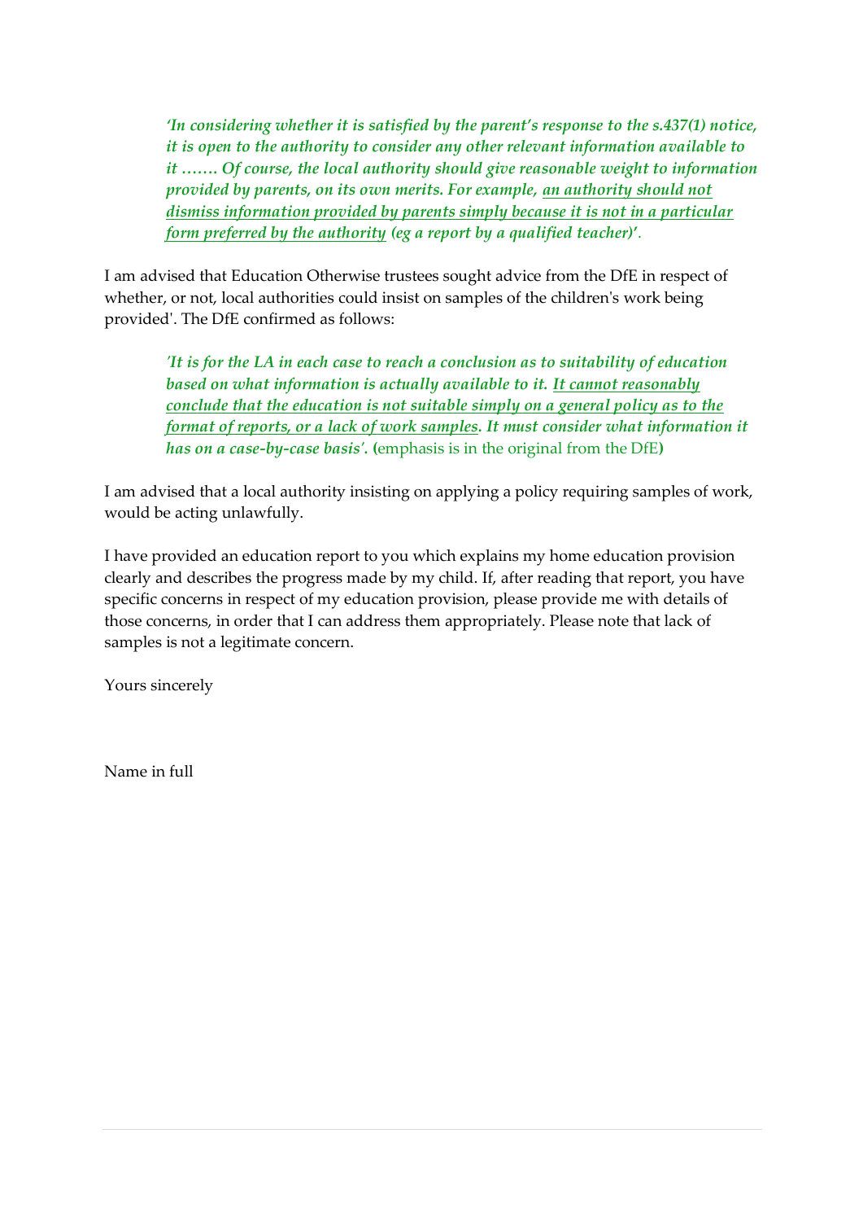> *'In considering whether it is satisfied by the parent's response to the s.437(1) notice, it is open to the authority to consider any other relevant information available to it ……. Of course, the local authority should give reasonable weight to information provided by parents, on its own merits. For example, <u>an authority should not dismiss information provided by parents simply because it is not in a particular form preferred by the authority</u> (eg a report by a qualified teacher)'.*

I am advised that Education Otherwise trustees sought advice from the DfE in respect of whether, or not, local authorities could insist on samples of the children's work being provided'. The DfE confirmed as follows:

> *'It is for the LA in each case to reach a conclusion as to suitability of education based on what information is actually available to it. <u>It cannot reasonably conclude that the education is not suitable simply on a general policy as to the format of reports, or a lack of work samples</u>. It must consider what information it has on a case-by-case basis'.* **(**emphasis is in the original from the DfE**)**

I am advised that a local authority insisting on applying a policy requiring samples of work, would be acting unlawfully.

I have provided an education report to you which explains my home education provision clearly and describes the progress made by my child. If, after reading that report, you have specific concerns in respect of my education provision, please provide me with details of those concerns, in order that I can address them appropriately. Please note that lack of samples is not a legitimate concern.

Yours sincerely

Name in full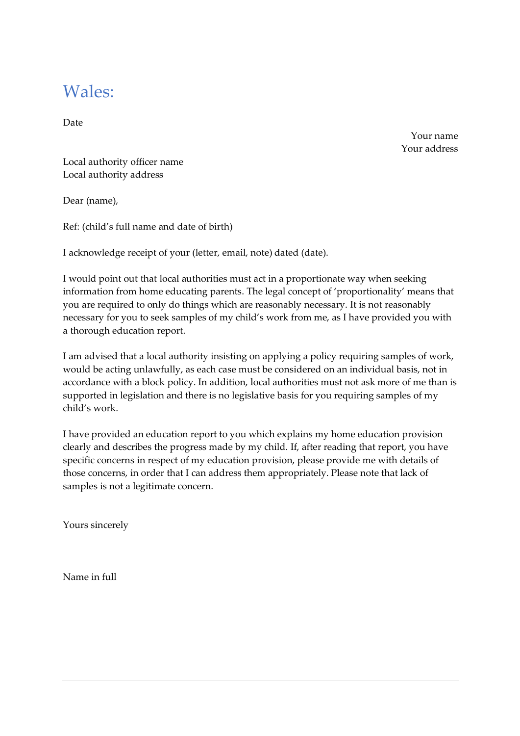## Wales:

Date

Your name
Your address

Local authority officer name
Local authority address

Dear (name),

Ref: (child's full name and date of birth)

I acknowledge receipt of your (letter, email, note) dated (date).

I would point out that local authorities must act in a proportionate way when seeking information from home educating parents. The legal concept of 'proportionality' means that you are required to only do things which are reasonably necessary. It is not reasonably necessary for you to seek samples of my child's work from me, as I have provided you with a thorough education report.

I am advised that a local authority insisting on applying a policy requiring samples of work, would be acting unlawfully, as each case must be considered on an individual basis, not in accordance with a block policy. In addition, local authorities must not ask more of me than is supported in legislation and there is no legislative basis for you requiring samples of my child's work.

I have provided an education report to you which explains my home education provision clearly and describes the progress made by my child. If, after reading that report, you have specific concerns in respect of my education provision, please provide me with details of those concerns, in order that I can address them appropriately. Please note that lack of samples is not a legitimate concern.

Yours sincerely

Name in full